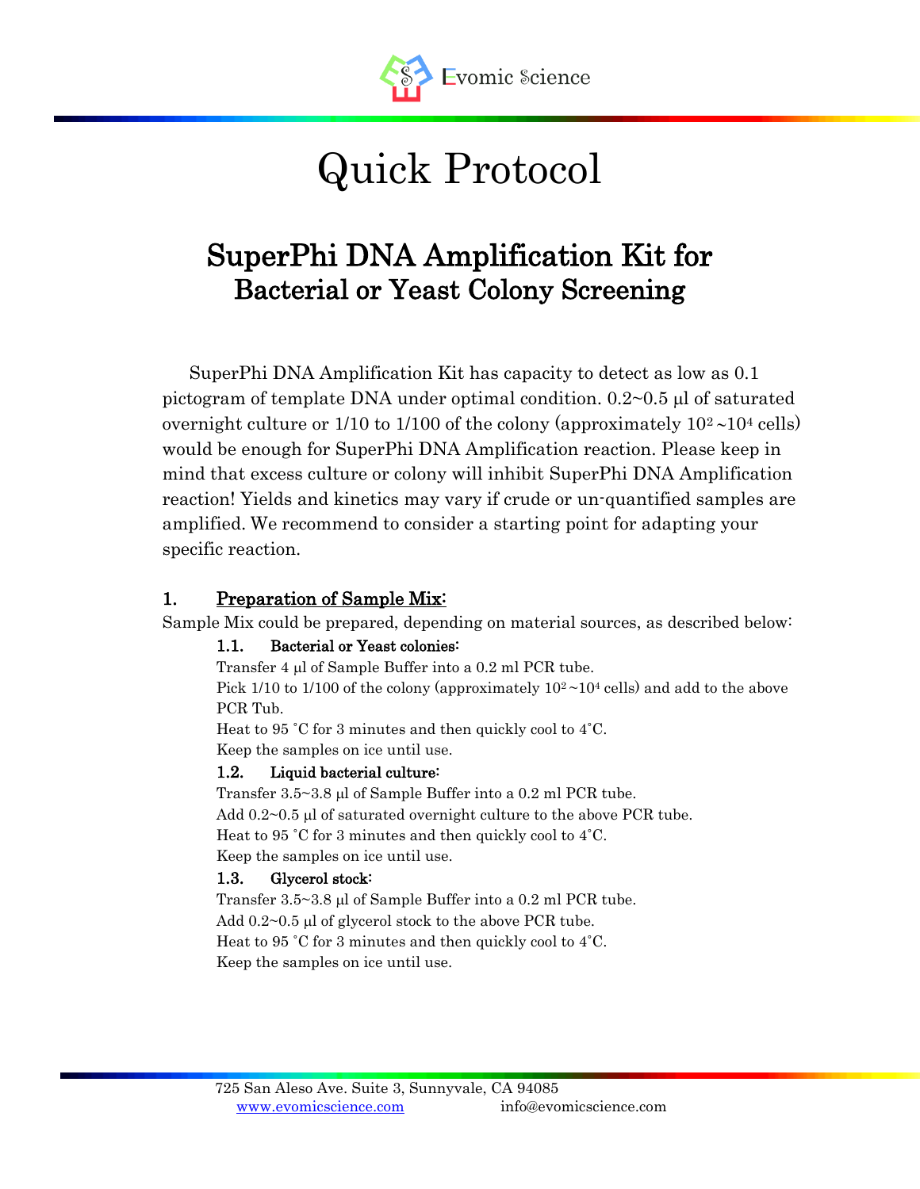# Quick Protocol

## SuperPhi DNA Amplification Kit for Bacterial or Yeast Colony Screening

SuperPhi DNA Amplification Kit has capacity to detect as low as 0.1 pictogram of template DNA under optimal condition. 0.2~0.5 µl of saturated overnight culture or 1/10 to 1/100 of the colony (approximately $10^2$~$10^4$ cells) would be enough for SuperPhi DNA Amplification reaction. Please keep in mind that excess culture or colony will inhibit SuperPhi DNA Amplification reaction! Yields and kinetics may vary if crude or un-quantified samples are amplified. We recommend to consider a starting point for adapting your specific reaction.

### 1. Preparation of Sample Mix:

Sample Mix could be prepared, depending on material sources, as described below:

#### 1.1. Bacterial or Yeast colonies:

Transfer 4 µl of Sample Buffer into a 0.2 ml PCR tube.
Pick 1/10 to 1/100 of the colony (approximately $10^2$~$10^4$ cells) and add to the above PCR Tub.
Heat to 95 ˚C for 3 minutes and then quickly cool to 4˚C.
Keep the samples on ice until use.

#### 1.2. Liquid bacterial culture:

Transfer 3.5~3.8 µl of Sample Buffer into a 0.2 ml PCR tube.
Add 0.2~0.5 µl of saturated overnight culture to the above PCR tube.
Heat to 95 ˚C for 3 minutes and then quickly cool to 4˚C.
Keep the samples on ice until use.

#### 1.3. Glycerol stock:

Transfer 3.5~3.8 µl of Sample Buffer into a 0.2 ml PCR tube.
Add 0.2~0.5 µl of glycerol stock to the above PCR tube.
Heat to 95 ˚C for 3 minutes and then quickly cool to 4˚C.
Keep the samples on ice until use.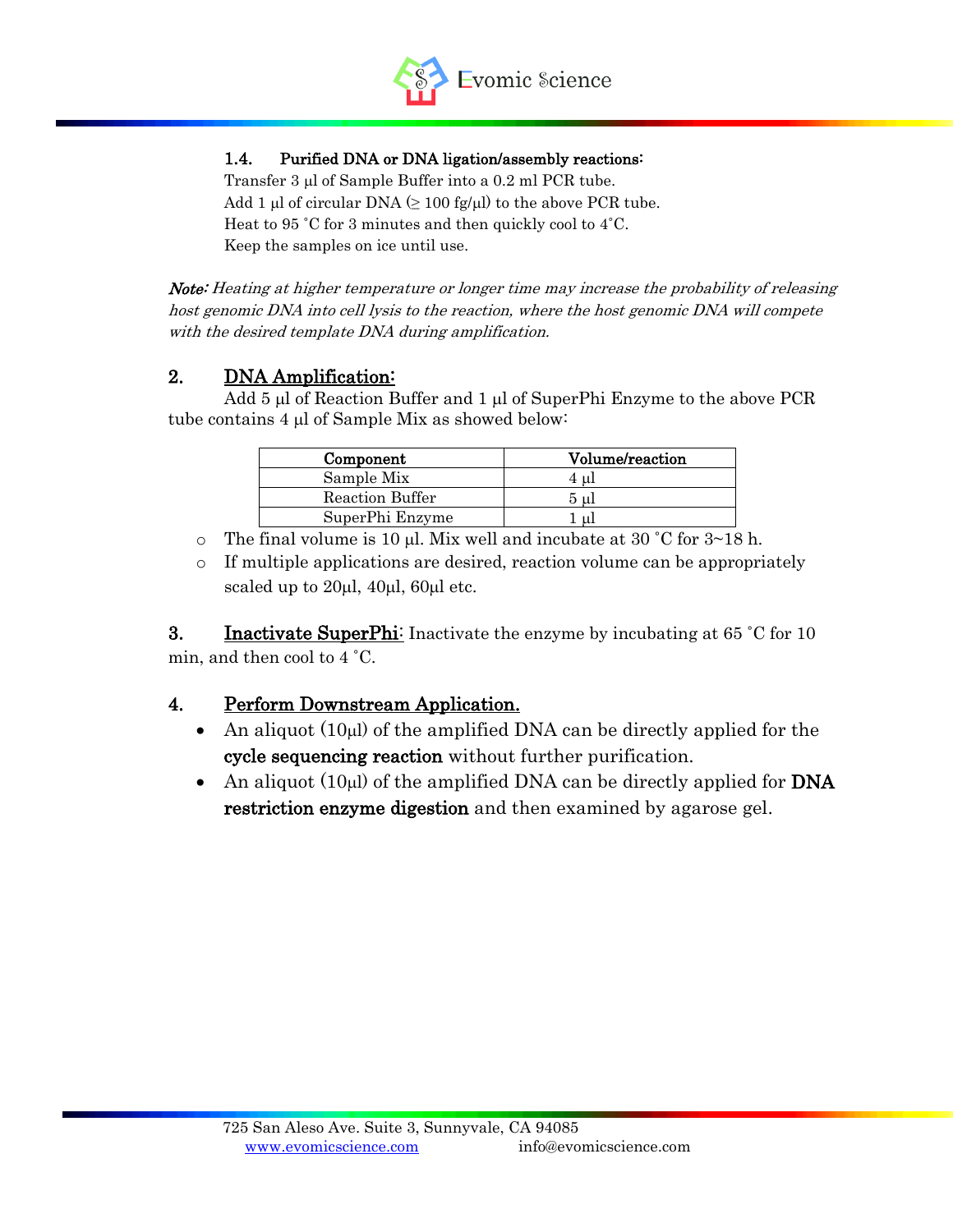### 1.4. Purified DNA or DNA ligation/assembly reactions:

Transfer 3 μl of Sample Buffer into a 0.2 ml PCR tube.
Add 1 μl of circular DNA (≥ 100 fg/μl) to the above PCR tube.
Heat to 95 ˚C for 3 minutes and then quickly cool to 4˚C.
Keep the samples on ice until use.

***Note:*** *Heating at higher temperature or longer time may increase the probability of releasing host genomic DNA into cell lysis to the reaction, where the host genomic DNA will compete with the desired template DNA during amplification.*

## 2. DNA Amplification:

Add 5 μl of Reaction Buffer and 1 μl of SuperPhi Enzyme to the above PCR tube contains 4 μl of Sample Mix as showed below:

| Component | Volume/reaction |
|---|---|
| Sample Mix | 4 μl |
| Reaction Buffer | 5 μl |
| SuperPhi Enzyme | 1 μl |

- The final volume is 10 μl. Mix well and incubate at 30 ˚C for 3~18 h.
- If multiple applications are desired, reaction volume can be appropriately scaled up to 20μl, 40μl, 60μl etc.

## 3. Inactivate SuperPhi: Inactivate the enzyme by incubating at 65 ˚C for 10 min, and then cool to 4 ˚C.

## 4. Perform Downstream Application.

- An aliquot (10μl) of the amplified DNA can be directly applied for the **cycle sequencing reaction** without further purification.
- An aliquot (10μl) of the amplified DNA can be directly applied for **DNA restriction enzyme digestion** and then examined by agarose gel.